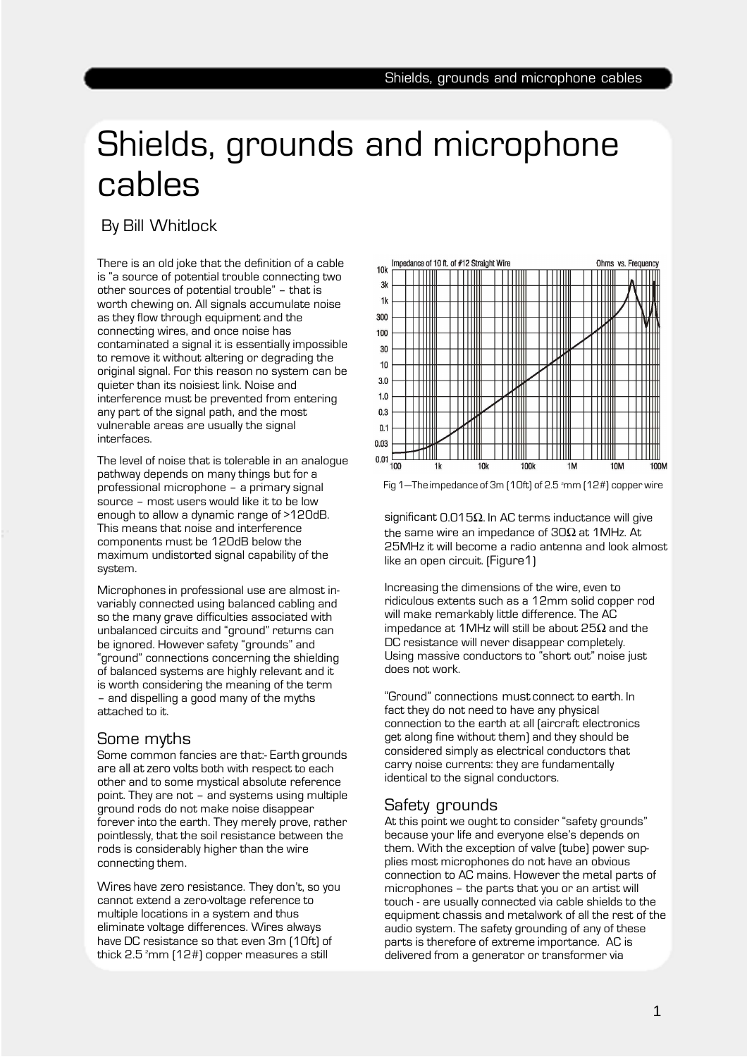# Shields, grounds and microphone cables

By Bill Whitlock

There is an old joke that the definition of a cable is "a source of potential trouble connecting two other sources of potential trouble" – that is worth chewing on. All signals accumulate noise as they flow through equipment and the connecting wires, and once noise has contaminated a signal it is essentially impossible to remove it without altering or degrading the original signal. For this reason no system can be quieter than its noisiest link. Noise and interference must be prevented from entering any part of the signal path, and the most vulnerable areas are usually the signal interfaces.

The level of noise that is tolerable in an analogue pathway depends on many things but for a professional microphone – a primary signal source – most users would like it to be low enough to allow a dynamic range of >120dB. This means that noise and interference components must be 120dB below the maximum undistorted signal capability of the system.

Microphones in professional use are almost invariably connected using balanced cabling and so the many grave difficulties associated with unbalanced circuits and "ground" returns can be ignored. However safety "grounds" and "ground" connections concerning the shielding of balanced systems are highly relevant and it is worth considering the meaning of the term – and dispelling a good many of the myths attached to it.

## Some myths

Some common fancies are that:- Earth grounds are all at zero volts both with respect to each other and to some mystical absolute reference point. They are not – and systems using multiple ground rods do not make noise disappear forever into the earth. They merely prove, rather pointlessly, that the soil resistance between the rods is considerably higher than the wire connecting them.

Wires have zero resistance. They don't, so you cannot extend a zero-voltage reference to multiple locations in a system and thus eliminate voltage differences. Wires always have DC resistance so that even 3m (10ft) of thick 2.5 $^2$mm (12#) copper measures a still significant 0.015Ω. In AC terms inductance will give the same wire an impedance of 30Ω at 1MHz. At 25MHz it will become a radio antenna and look almost like an open circuit. (Figure1)

Fig 1—The impedance of 3m (10ft) of 2.5 $^2$mm (12#) copper wire

Increasing the dimensions of the wire, even to ridiculous extents such as a 12mm solid copper rod will make remarkably little difference. The AC impedance at 1MHz will still be about 25Ω and the DC resistance will never disappear completely. Using massive conductors to "short out" noise just does not work.

"Ground" connections must connect to earth. In fact they do not need to have any physical connection to the earth at all (aircraft electronics get along fine without them) and they should be considered simply as electrical conductors that carry noise currents: they are fundamentally identical to the signal conductors.

## Safety grounds

At this point we ought to consider "safety grounds" because your life and everyone else's depends on them. With the exception of valve (tube) power supplies most microphones do not have an obvious connection to AC mains. However the metal parts of microphones – the parts that you or an artist will touch - are usually connected via cable shields to the equipment chassis and metalwork of all the rest of the audio system. The safety grounding of any of these parts is therefore of extreme importance. AC is delivered from a generator or transformer via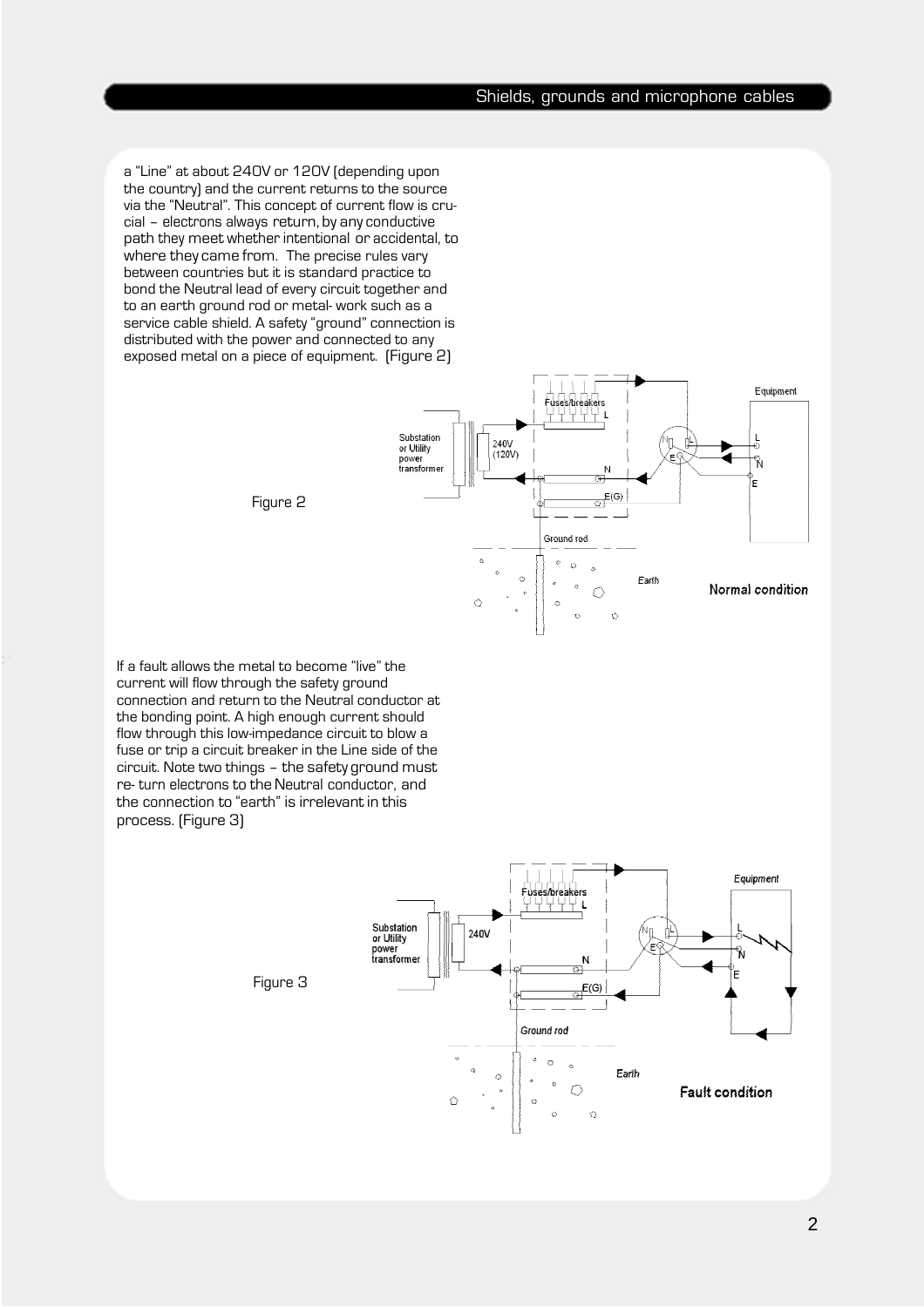a "Line" at about 240V or 120V (depending upon the country) and the current returns to the source via the "Neutral". This concept of current flow is crucial – electrons always return, by any conductive path they meet whether intentional or accidental, to where they came from. The precise rules vary between countries but it is standard practice to bond the Neutral lead of every circuit together and to an earth ground rod or metal- work such as a service cable shield. A safety "ground" connection is distributed with the power and connected to any exposed metal on a piece of equipment. (Figure 2)

Figure 2

If a fault allows the metal to become "live" the current will flow through the safety ground connection and return to the Neutral conductor at the bonding point. A high enough current should flow through this low-impedance circuit to blow a fuse or trip a circuit breaker in the Line side of the circuit. Note two things – the safety ground must re- turn electrons to the Neutral conductor, and the connection to "earth" is irrelevant in this process. (Figure 3)

Figure 3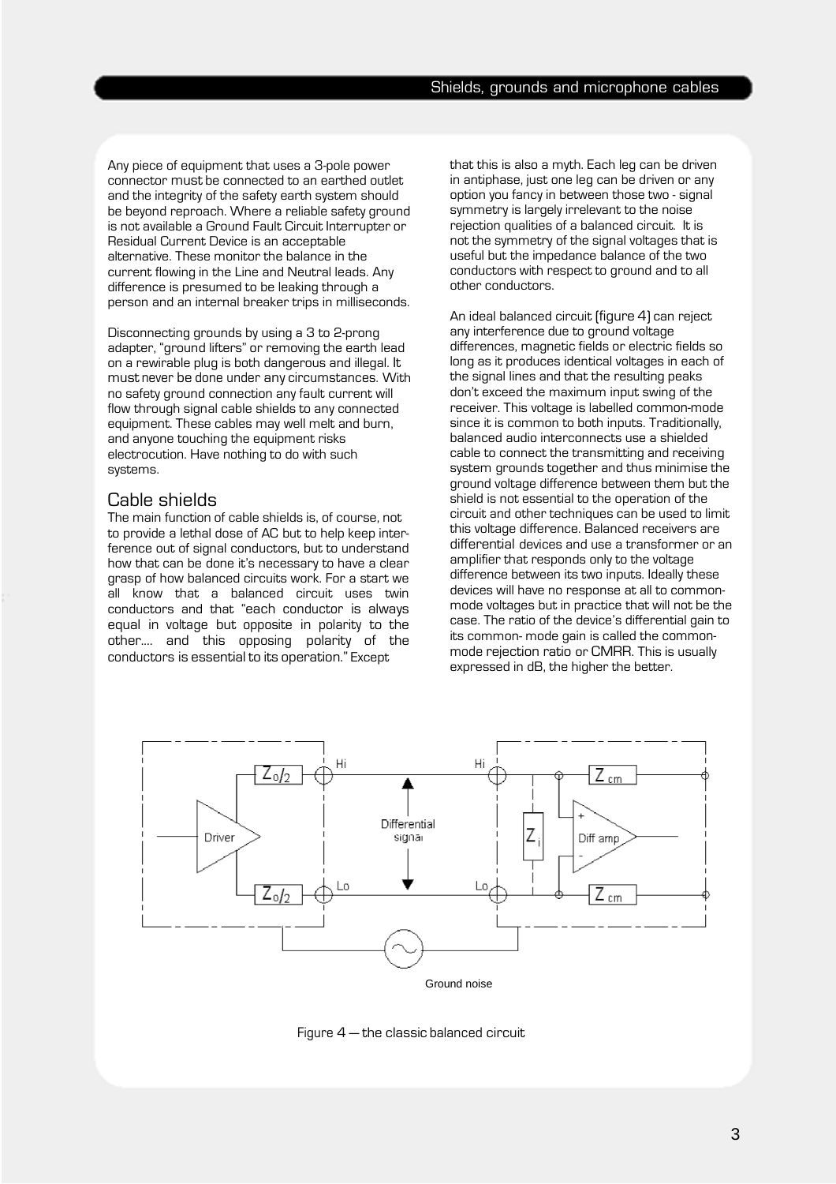Any piece of equipment that uses a 3-pole power connector must be connected to an earthed outlet and the integrity of the safety earth system should be beyond reproach. Where a reliable safety ground is not available a Ground Fault Circuit Interrupter or Residual Current Device is an acceptable alternative. These monitor the balance in the current flowing in the Line and Neutral leads. Any difference is presumed to be leaking through a person and an internal breaker trips in milliseconds.

Disconnecting grounds by using a 3 to 2-prong adapter, "ground lifters" or removing the earth lead on a rewirable plug is both dangerous and illegal. It must never be done under any circumstances. With no safety ground connection any fault current will flow through signal cable shields to any connected equipment. These cables may well melt and burn, and anyone touching the equipment risks electrocution. Have nothing to do with such systems.

## Cable shields

The main function of cable shields is, of course, not to provide a lethal dose of AC but to help keep interference out of signal conductors, but to understand how that can be done it's necessary to have a clear grasp of how balanced circuits work. For a start we all know that a balanced circuit uses twin conductors and that "each conductor is always equal in voltage but opposite in polarity to the other.... and this opposing polarity of the conductors is essential to its operation." Except that this is also a myth. Each leg can be driven in antiphase, just one leg can be driven or any option you fancy in between those two - signal symmetry is largely irrelevant to the noise rejection qualities of a balanced circuit. It is not the symmetry of the signal voltages that is useful but the impedance balance of the two conductors with respect to ground and to all other conductors.

An ideal balanced circuit (figure 4) can reject any interference due to ground voltage differences, magnetic fields or electric fields so long as it produces identical voltages in each of the signal lines and that the resulting peaks don't exceed the maximum input swing of the receiver. This voltage is labelled common-mode since it is common to both inputs. Traditionally, balanced audio interconnects use a shielded cable to connect the transmitting and receiving system grounds together and thus minimise the ground voltage difference between them but the shield is not essential to the operation of the circuit and other techniques can be used to limit this voltage difference. Balanced receivers are differential devices and use a transformer or an amplifier that responds only to the voltage difference between its two inputs. Ideally these devices will have no response at all to common-mode voltages but in practice that will not be the case. The ratio of the device's differential gain to its common- mode gain is called the common-mode rejection ratio or CMRR. This is usually expressed in dB, the higher the better.

Figure 4 — the classic balanced circuit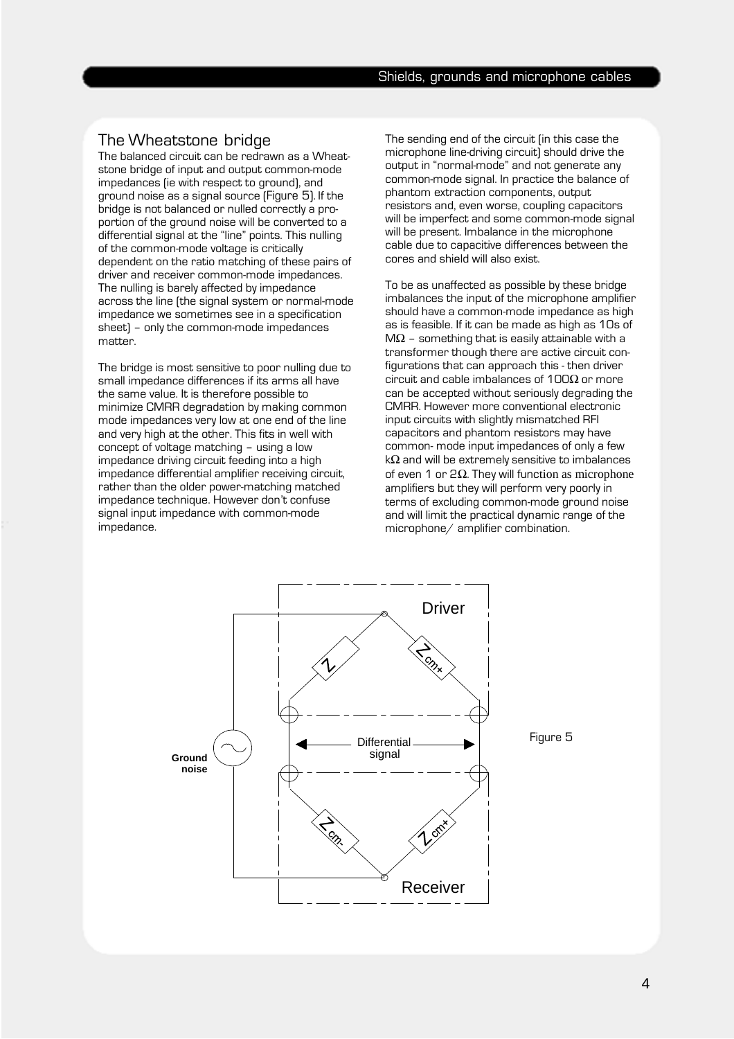## The Wheatstone bridge

The balanced circuit can be redrawn as a Wheatstone bridge of input and output common-mode impedances (ie with respect to ground), and ground noise as a signal source (Figure 5). If the bridge is not balanced or nulled correctly a proportion of the ground noise will be converted to a differential signal at the "line" points. This nulling of the common-mode voltage is critically dependent on the ratio matching of these pairs of driver and receiver common-mode impedances. The nulling is barely affected by impedance across the line (the signal system or normal-mode impedance we sometimes see in a specification sheet) – only the common-mode impedances matter.

The bridge is most sensitive to poor nulling due to small impedance differences if its arms all have the same value. It is therefore possible to minimize CMRR degradation by making common mode impedances very low at one end of the line and very high at the other. This fits in well with concept of voltage matching – using a low impedance driving circuit feeding into a high impedance differential amplifier receiving circuit, rather than the older power-matching matched impedance technique. However don't confuse signal input impedance with common-mode impedance.

The sending end of the circuit (in this case the microphone line-driving circuit) should drive the output in "normal-mode" and not generate any common-mode signal. In practice the balance of phantom extraction components, output resistors and, even worse, coupling capacitors will be imperfect and some common-mode signal will be present. Imbalance in the microphone cable due to capacitive differences between the cores and shield will also exist.

To be as unaffected as possible by these bridge imbalances the input of the microphone amplifier should have a common-mode impedance as high as is feasible. If it can be made as high as 10s of MΩ – something that is easily attainable with a transformer though there are active circuit configurations that can approach this - then driver circuit and cable imbalances of 100Ω or more can be accepted without seriously degrading the CMRR. However more conventional electronic input circuits with slightly mismatched RFI capacitors and phantom resistors may have common- mode input impedances of only a few kΩ and will be extremely sensitive to imbalances of even 1 or 2Ω. They will function as microphone amplifiers but they will perform very poorly in terms of excluding common-mode ground noise and will limit the practical dynamic range of the microphone/ amplifier combination.

Figure 5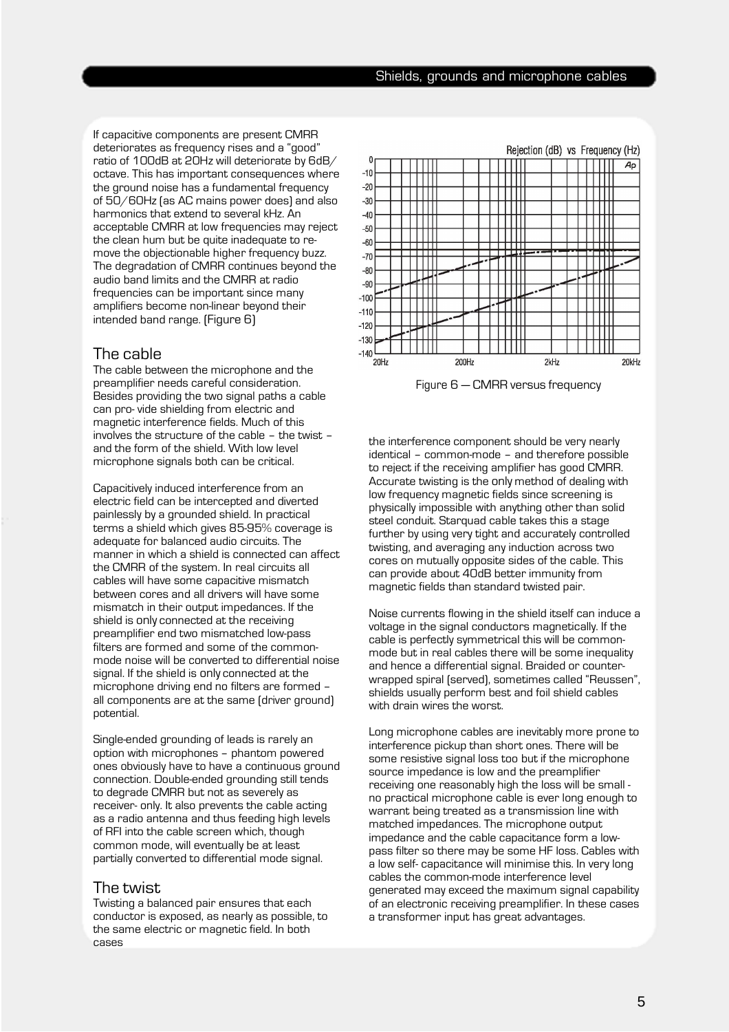If capacitive components are present CMRR deteriorates as frequency rises and a "good" ratio of 100dB at 20Hz will deteriorate by 6dB/octave. This has important consequences where the ground noise has a fundamental frequency of 50/60Hz (as AC mains power does) and also harmonics that extend to several kHz. An acceptable CMRR at low frequencies may reject the clean hum but be quite inadequate to remove the objectionable higher frequency buzz. The degradation of CMRR continues beyond the audio band limits and the CMRR at radio frequencies can be important since many amplifiers become non-linear beyond their intended band range. (Figure 6)

Figure 6 — CMRR versus frequency

## The cable

The cable between the microphone and the preamplifier needs careful consideration. Besides providing the two signal paths a cable can pro- vide shielding from electric and magnetic interference fields. Much of this involves the structure of the cable – the twist – and the form of the shield. With low level microphone signals both can be critical.

Capacitively induced interference from an electric field can be intercepted and diverted painlessly by a grounded shield. In practical terms a shield which gives 85-95% coverage is adequate for balanced audio circuits. The manner in which a shield is connected can affect the CMRR of the system. In real circuits all cables will have some capacitive mismatch between cores and all drivers will have some mismatch in their output impedances. If the shield is only connected at the receiving preamplifier end two mismatched low-pass filters are formed and some of the common-mode noise will be converted to differential noise signal. If the shield is only connected at the microphone driving end no filters are formed – all components are at the same (driver ground) potential.

Single-ended grounding of leads is rarely an option with microphones – phantom powered ones obviously have to have a continuous ground connection. Double-ended grounding still tends to degrade CMRR but not as severely as receiver- only. It also prevents the cable acting as a radio antenna and thus feeding high levels of RFI into the cable screen which, though common mode, will eventually be at least partially converted to differential mode signal.

## The twist

Twisting a balanced pair ensures that each conductor is exposed, as nearly as possible, to the same electric or magnetic field. In both cases the interference component should be very nearly identical – common-mode – and therefore possible to reject if the receiving amplifier has good CMRR. Accurate twisting is the only method of dealing with low frequency magnetic fields since screening is physically impossible with anything other than solid steel conduit. Starquad cable takes this a stage further by using very tight and accurately controlled twisting, and averaging any induction across two cores on mutually opposite sides of the cable. This can provide about 40dB better immunity from magnetic fields than standard twisted pair.

Noise currents flowing in the shield itself can induce a voltage in the signal conductors magnetically. If the cable is perfectly symmetrical this will be common-mode but in real cables there will be some inequality and hence a differential signal. Braided or counter-wrapped spiral (served), sometimes called "Reussen", shields usually perform best and foil shield cables with drain wires the worst.

Long microphone cables are inevitably more prone to interference pickup than short ones. There will be some resistive signal loss too but if the microphone source impedance is low and the preamplifier receiving one reasonably high the loss will be small - no practical microphone cable is ever long enough to warrant being treated as a transmission line with matched impedances. The microphone output impedance and the cable capacitance form a low-pass filter so there may be some HF loss. Cables with a low self- capacitance will minimise this. In very long cables the common-mode interference level generated may exceed the maximum signal capability of an electronic receiving preamplifier. In these cases a transformer input has great advantages.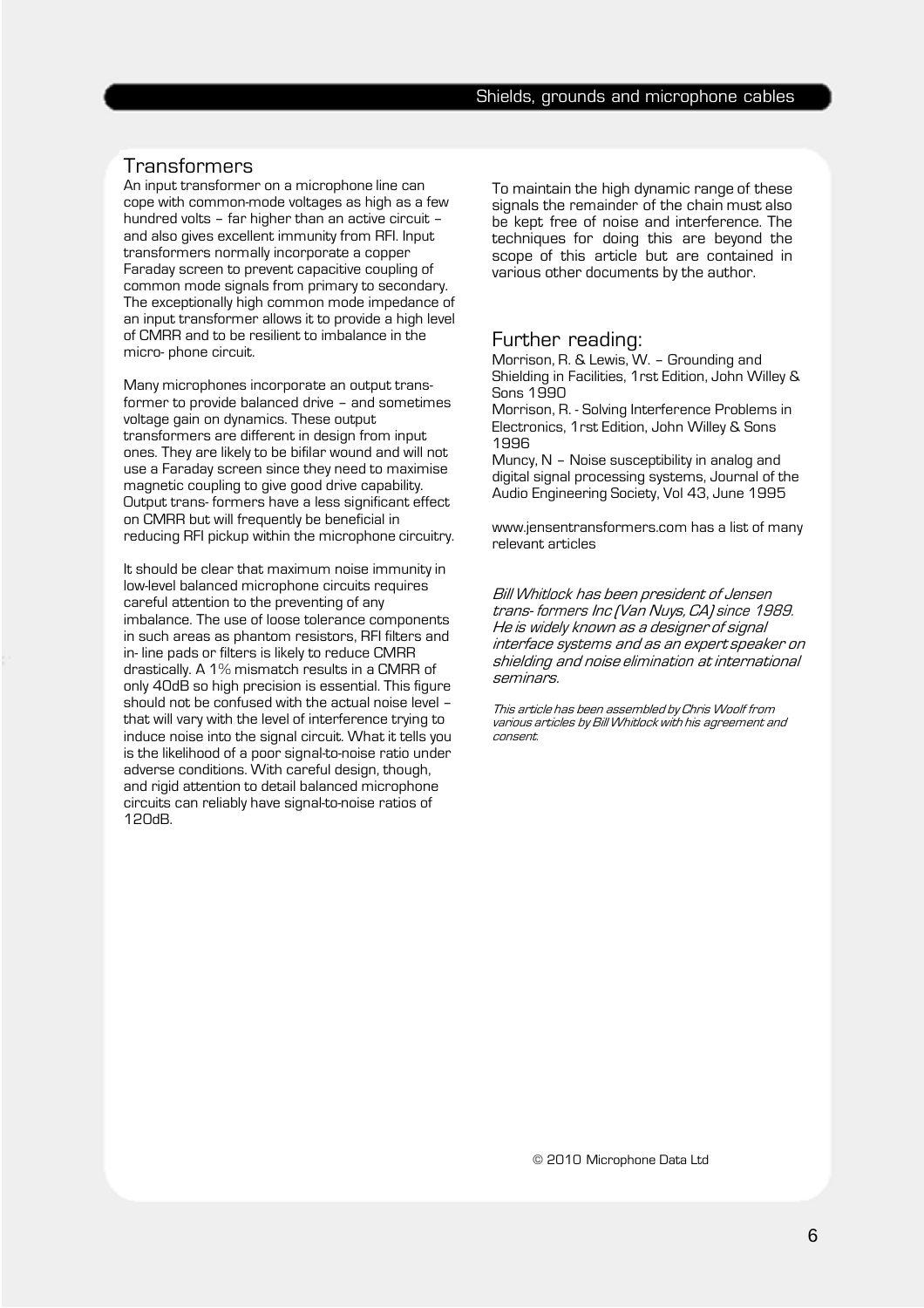## Transformers

An input transformer on a microphone line can cope with common-mode voltages as high as a few hundred volts – far higher than an active circuit – and also gives excellent immunity from RFI. Input transformers normally incorporate a copper Faraday screen to prevent capacitive coupling of common mode signals from primary to secondary. The exceptionally high common mode impedance of an input transformer allows it to provide a high level of CMRR and to be resilient to imbalance in the micro- phone circuit.

Many microphones incorporate an output trans- former to provide balanced drive – and sometimes voltage gain on dynamics. These output transformers are different in design from input ones. They are likely to be bifilar wound and will not use a Faraday screen since they need to maximise magnetic coupling to give good drive capability. Output trans- formers have a less significant effect on CMRR but will frequently be beneficial in reducing RFI pickup within the microphone circuitry.

It should be clear that maximum noise immunity in low-level balanced microphone circuits requires careful attention to the preventing of any imbalance. The use of loose tolerance components in such areas as phantom resistors, RFI filters and in- line pads or filters is likely to reduce CMRR drastically. A 1% mismatch results in a CMRR of only 40dB so high precision is essential. This figure should not be confused with the actual noise level – that will vary with the level of interference trying to induce noise into the signal circuit. What it tells you is the likelihood of a poor signal-to-noise ratio under adverse conditions. With careful design, though, and rigid attention to detail balanced microphone circuits can reliably have signal-to-noise ratios of 120dB.

To maintain the high dynamic range of these signals the remainder of the chain must also be kept free of noise and interference. The techniques for doing this are beyond the scope of this article but are contained in various other documents by the author.

## Further reading:

Morrison, R. & Lewis, W. – Grounding and Shielding in Facilities, 1rst Edition, John Willey & Sons 1990
Morrison, R. - Solving Interference Problems in Electronics, 1rst Edition, John Willey & Sons 1996
Muncy, N – Noise susceptibility in analog and digital signal processing systems, Journal of the Audio Engineering Society, Vol 43, June 1995

www.jensentransformers.com has a list of many relevant articles

*Bill Whitlock has been president of Jensen trans- formers Inc (Van Nuys, CA) since 1989. He is widely known as a designer of signal interface systems and as an expert speaker on shielding and noise elimination at international seminars.*

*This article has been assembled by Chris Woolf from various articles by Bill Whitlock with his agreement and consent.*

© 2010 Microphone Data Ltd